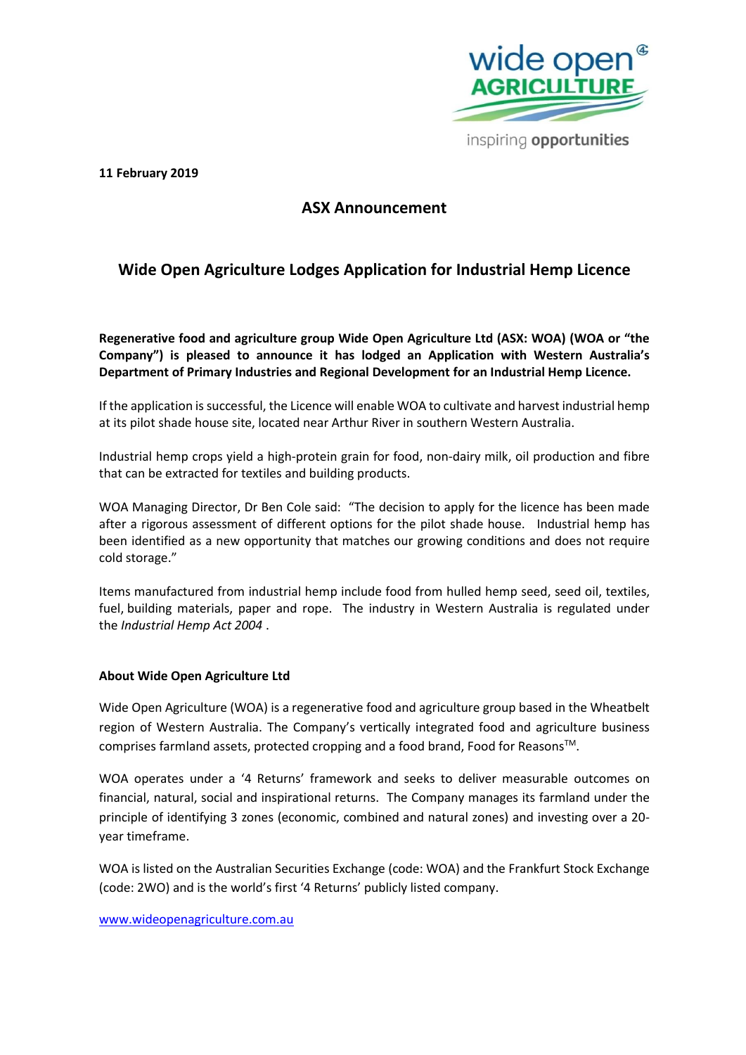**11 February 2019**

## ASX Announcement

# Wide Open Agriculture Lodges Application for Industrial Hemp Licence

**Regenerative food and agriculture group Wide Open Agriculture Ltd (ASX: WOA) (WOA or "the Company") is pleased to announce it has lodged an Application with Western Australia's Department of Primary Industries and Regional Development for an Industrial Hemp Licence.**

If the application is successful, the Licence will enable WOA to cultivate and harvest industrial hemp at its pilot shade house site, located near Arthur River in southern Western Australia.

Industrial hemp crops yield a high-protein grain for food, non-dairy milk, oil production and fibre that can be extracted for textiles and building products.

WOA Managing Director, Dr Ben Cole said: "The decision to apply for the licence has been made after a rigorous assessment of different options for the pilot shade house. Industrial hemp has been identified as a new opportunity that matches our growing conditions and does not require cold storage."

Items manufactured from industrial hemp include food from hulled hemp seed, seed oil, textiles, fuel, building materials, paper and rope. The industry in Western Australia is regulated under the *Industrial Hemp Act 2004* .

**About Wide Open Agriculture Ltd**

Wide Open Agriculture (WOA) is a regenerative food and agriculture group based in the Wheatbelt region of Western Australia. The Company's vertically integrated food and agriculture business comprises farmland assets, protected cropping and a food brand, Food for Reasons™.

WOA operates under a '4 Returns' framework and seeks to deliver measurable outcomes on financial, natural, social and inspirational returns. The Company manages its farmland under the principle of identifying 3 zones (economic, combined and natural zones) and investing over a 20-year timeframe.

WOA is listed on the Australian Securities Exchange (code: WOA) and the Frankfurt Stock Exchange (code: 2WO) and is the world's first '4 Returns' publicly listed company.

www.wideopenagriculture.com.au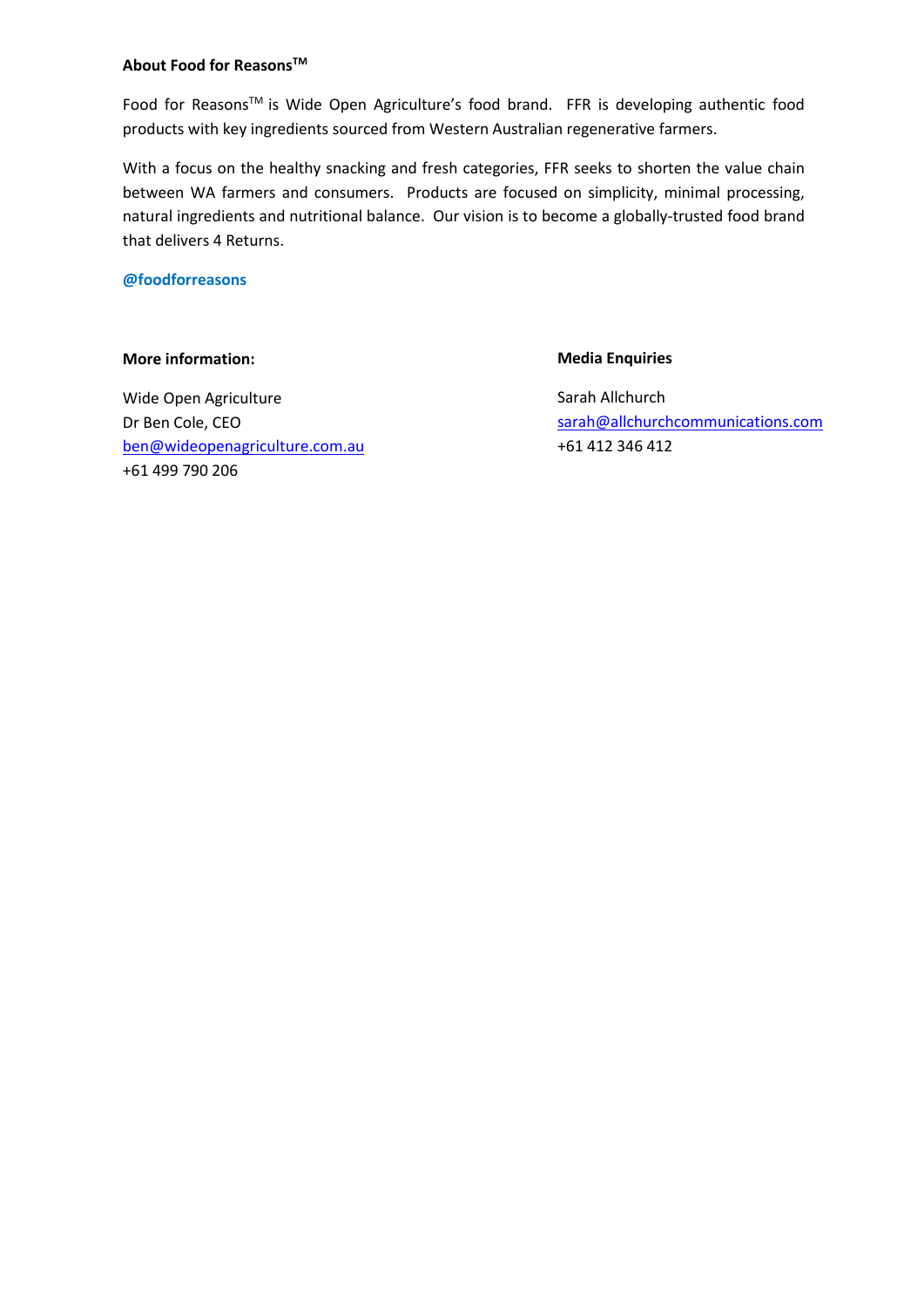**About Food for Reasons™**

Food for Reasons™ is Wide Open Agriculture's food brand. FFR is developing authentic food products with key ingredients sourced from Western Australian regenerative farmers.

With a focus on the healthy snacking and fresh categories, FFR seeks to shorten the value chain between WA farmers and consumers. Products are focused on simplicity, minimal processing, natural ingredients and nutritional balance. Our vision is to become a globally-trusted food brand that delivers 4 Returns.

**@foodforreasons**

**More information:**

Wide Open Agriculture
Dr Ben Cole, CEO
ben@wideopenagriculture.com.au
+61 499 790 206

**Media Enquiries**

Sarah Allchurch
sarah@allchurchcommunications.com
+61 412 346 412